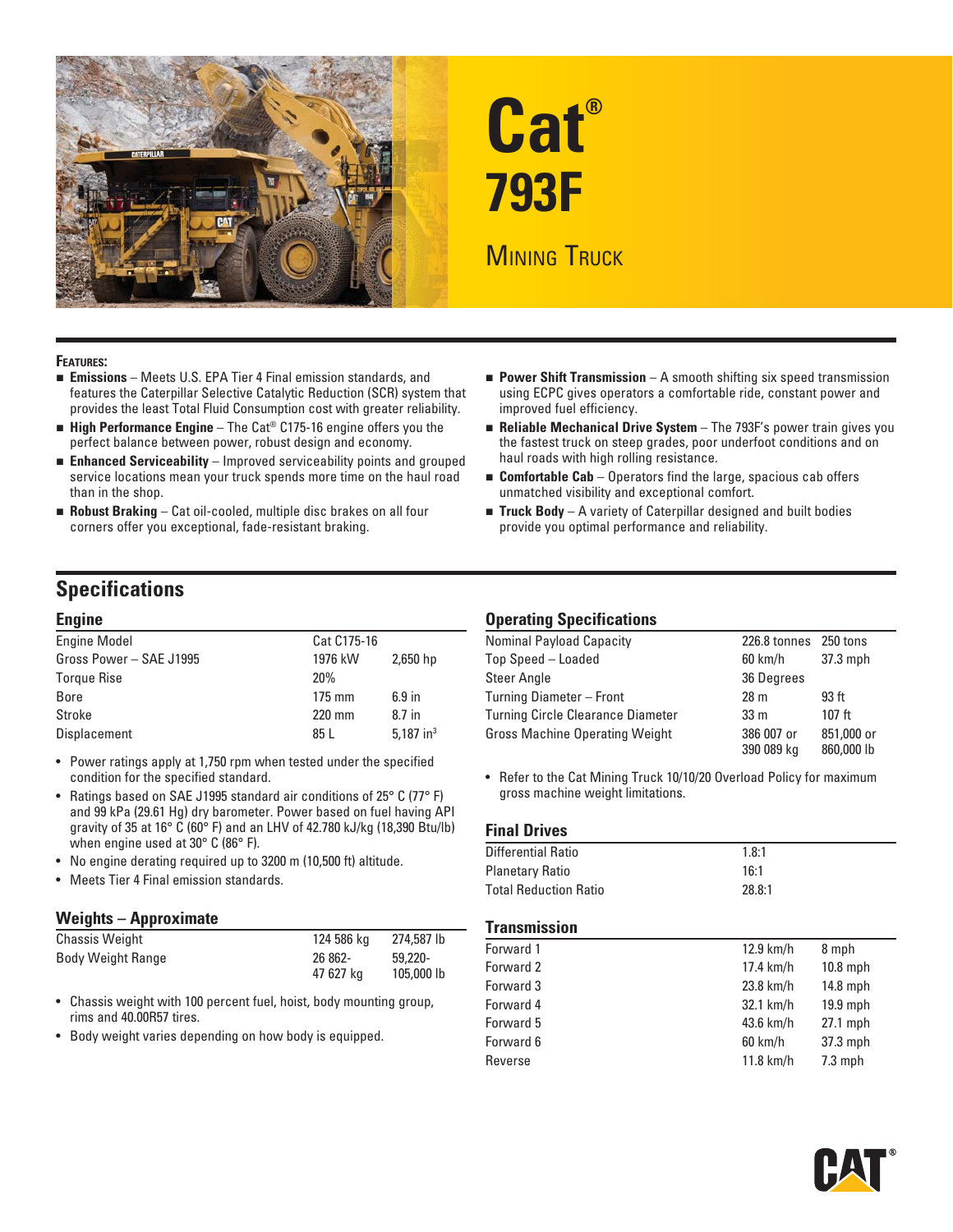# Cat® 793F

## Mining Truck

**Features:**

- **Emissions** – Meets U.S. EPA Tier 4 Final emission standards, and features the Caterpillar Selective Catalytic Reduction (SCR) system that provides the least Total Fluid Consumption cost with greater reliability.
- **High Performance Engine** – The Cat® C175-16 engine offers you the perfect balance between power, robust design and economy.
- **Enhanced Serviceability** – Improved serviceability points and grouped service locations mean your truck spends more time on the haul road than in the shop.
- **Robust Braking** – Cat oil-cooled, multiple disc brakes on all four corners offer you exceptional, fade-resistant braking.
- **Power Shift Transmission** – A smooth shifting six speed transmission using ECPC gives operators a comfortable ride, constant power and improved fuel efficiency.
- **Reliable Mechanical Drive System** – The 793F's power train gives you the fastest truck on steep grades, poor underfoot conditions and on haul roads with high rolling resistance.
- **Comfortable Cab** – Operators find the large, spacious cab offers unmatched visibility and exceptional comfort.
- **Truck Body** – A variety of Caterpillar designed and built bodies provide you optimal performance and reliability.

## Specifications

### Engine

| | | |
|---|---|---|
| Engine Model | Cat C175-16 | |
| Gross Power – SAE J1995 | 1976 kW | 2,650 hp |
| Torque Rise | 20% | |
| Bore | 175 mm | 6.9 in |
| Stroke | 220 mm | 8.7 in |
| Displacement | 85 L | 5,187 in$^3$ |

- Power ratings apply at 1,750 rpm when tested under the specified condition for the specified standard.
- Ratings based on SAE J1995 standard air conditions of 25° C (77° F) and 99 kPa (29.61 Hg) dry barometer. Power based on fuel having API gravity of 35 at 16° C (60° F) and an LHV of 42.780 kJ/kg (18,390 Btu/lb) when engine used at 30° C (86° F).
- No engine derating required up to 3200 m (10,500 ft) altitude.
- Meets Tier 4 Final emission standards.

### Weights – Approximate

| | | |
|---|---|---|
| Chassis Weight | 124 586 kg | 274,587 lb |
| Body Weight Range | 26 862-47 627 kg | 59,220-105,000 lb |

- Chassis weight with 100 percent fuel, hoist, body mounting group, rims and 40.00R57 tires.
- Body weight varies depending on how body is equipped.

### Operating Specifications

| | | |
|---|---|---|
| Nominal Payload Capacity | 226.8 tonnes | 250 tons |
| Top Speed – Loaded | 60 km/h | 37.3 mph |
| Steer Angle | 36 Degrees | |
| Turning Diameter – Front | 28 m | 93 ft |
| Turning Circle Clearance Diameter | 33 m | 107 ft |
| Gross Machine Operating Weight | 386 007 or 390 089 kg | 851,000 or 860,000 lb |

- Refer to the Cat Mining Truck 10/10/20 Overload Policy for maximum gross machine weight limitations.

### Final Drives

| | |
|---|---|
| Differential Ratio | 1.8:1 |
| Planetary Ratio | 16:1 |
| Total Reduction Ratio | 28.8:1 |

### Transmission

| | | |
|---|---|---|
| Forward 1 | 12.9 km/h | 8 mph |
| Forward 2 | 17.4 km/h | 10.8 mph |
| Forward 3 | 23.8 km/h | 14.8 mph |
| Forward 4 | 32.1 km/h | 19.9 mph |
| Forward 5 | 43.6 km/h | 27.1 mph |
| Forward 6 | 60 km/h | 37.3 mph |
| Reverse | 11.8 km/h | 7.3 mph |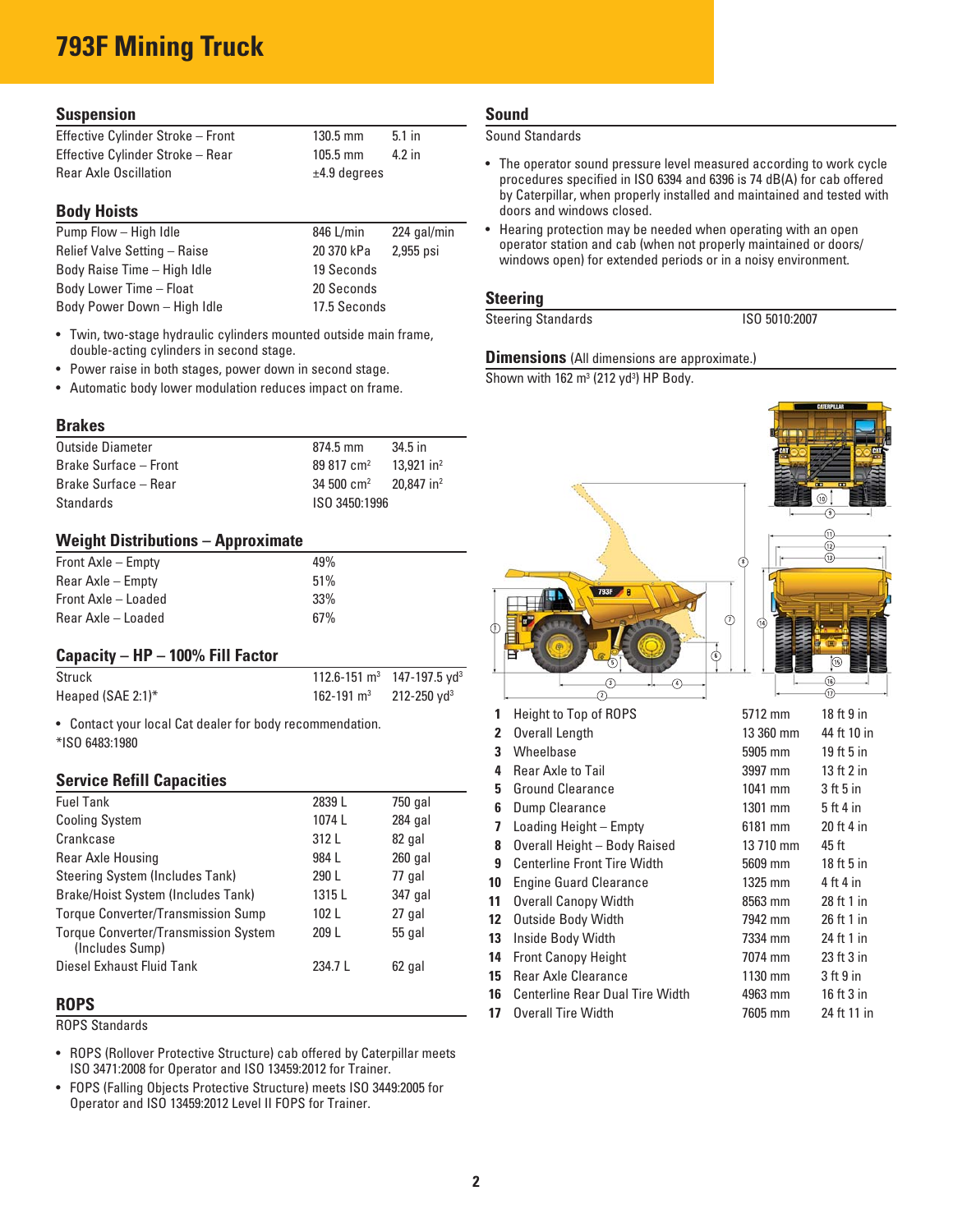# 793F Mining Truck

## Suspension

| | | |
|---|---|---|
| Effective Cylinder Stroke – Front | 130.5 mm | 5.1 in |
| Effective Cylinder Stroke – Rear | 105.5 mm | 4.2 in |
| Rear Axle Oscillation | ±4.9 degrees | |

## Body Hoists

| | | |
|---|---|---|
| Pump Flow – High Idle | 846 L/min | 224 gal/min |
| Relief Valve Setting – Raise | 20 370 kPa | 2,955 psi |
| Body Raise Time – High Idle | 19 Seconds | |
| Body Lower Time – Float | 20 Seconds | |
| Body Power Down – High Idle | 17.5 Seconds | |

- Twin, two-stage hydraulic cylinders mounted outside main frame, double-acting cylinders in second stage.
- Power raise in both stages, power down in second stage.
- Automatic body lower modulation reduces impact on frame.

## Brakes

| | | |
|---|---|---|
| Outside Diameter | 874.5 mm | 34.5 in |
| Brake Surface – Front | 89 817 $cm^2$ | 13,921 $in^2$ |
| Brake Surface – Rear | 34 500 $cm^2$ | 20,847 $in^2$ |
| Standards | ISO 3450:1996 | |

## Weight Distributions – Approximate

| | |
|---|---|
| Front Axle – Empty | 49% |
| Rear Axle – Empty | 51% |
| Front Axle – Loaded | 33% |
| Rear Axle – Loaded | 67% |

## Capacity – HP – 100% Fill Factor

| | | |
|---|---|---|
| Struck | 112.6-151 $m^3$ | 147-197.5 $yd^3$ |
| Heaped (SAE 2:1)* | 162-191 $m^3$ | 212-250 $yd^3$ |

- Contact your local Cat dealer for body recommendation.

*ISO 6483:1980

## Service Refill Capacities

| | | |
|---|---|---|
| Fuel Tank | 2839 L | 750 gal |
| Cooling System | 1074 L | 284 gal |
| Crankcase | 312 L | 82 gal |
| Rear Axle Housing | 984 L | 260 gal |
| Steering System (Includes Tank) | 290 L | 77 gal |
| Brake/Hoist System (Includes Tank) | 1315 L | 347 gal |
| Torque Converter/Transmission Sump | 102 L | 27 gal |
| Torque Converter/Transmission System (Includes Sump) | 209 L | 55 gal |
| Diesel Exhaust Fluid Tank | 234.7 L | 62 gal |

## ROPS

ROPS Standards

- ROPS (Rollover Protective Structure) cab offered by Caterpillar meets ISO 3471:2008 for Operator and ISO 13459:2012 for Trainer.
- FOPS (Falling Objects Protective Structure) meets ISO 3449:2005 for Operator and ISO 13459:2012 Level II FOPS for Trainer.

## Sound

Sound Standards

- The operator sound pressure level measured according to work cycle procedures specified in ISO 6394 and 6396 is 74 dB(A) for cab offered by Caterpillar, when properly installed and maintained and tested with doors and windows closed.
- Hearing protection may be needed when operating with an open operator station and cab (when not properly maintained or doors/windows open) for extended periods or in a noisy environment.

## Steering

| | |
|---|---|
| Steering Standards | ISO 5010:2007 |

## Dimensions (All dimensions are approximate.)

Shown with 162 $m^3$ (212 $yd^3$) HP Body.

| | | | |
|---|---|---|---|
| 1 | Height to Top of ROPS | 5712 mm | 18 ft 9 in |
| 2 | Overall Length | 13 360 mm | 44 ft 10 in |
| 3 | Wheelbase | 5905 mm | 19 ft 5 in |
| 4 | Rear Axle to Tail | 3997 mm | 13 ft 2 in |
| 5 | Ground Clearance | 1041 mm | 3 ft 5 in |
| 6 | Dump Clearance | 1301 mm | 5 ft 4 in |
| 7 | Loading Height – Empty | 6181 mm | 20 ft 4 in |
| 8 | Overall Height – Body Raised | 13 710 mm | 45 ft |
| 9 | Centerline Front Tire Width | 5609 mm | 18 ft 5 in |
| 10 | Engine Guard Clearance | 1325 mm | 4 ft 4 in |
| 11 | Overall Canopy Width | 8563 mm | 28 ft 1 in |
| 12 | Outside Body Width | 7942 mm | 26 ft 1 in |
| 13 | Inside Body Width | 7334 mm | 24 ft 1 in |
| 14 | Front Canopy Height | 7074 mm | 23 ft 3 in |
| 15 | Rear Axle Clearance | 1130 mm | 3 ft 9 in |
| 16 | Centerline Rear Dual Tire Width | 4963 mm | 16 ft 3 in |
| 17 | Overall Tire Width | 7605 mm | 24 ft 11 in |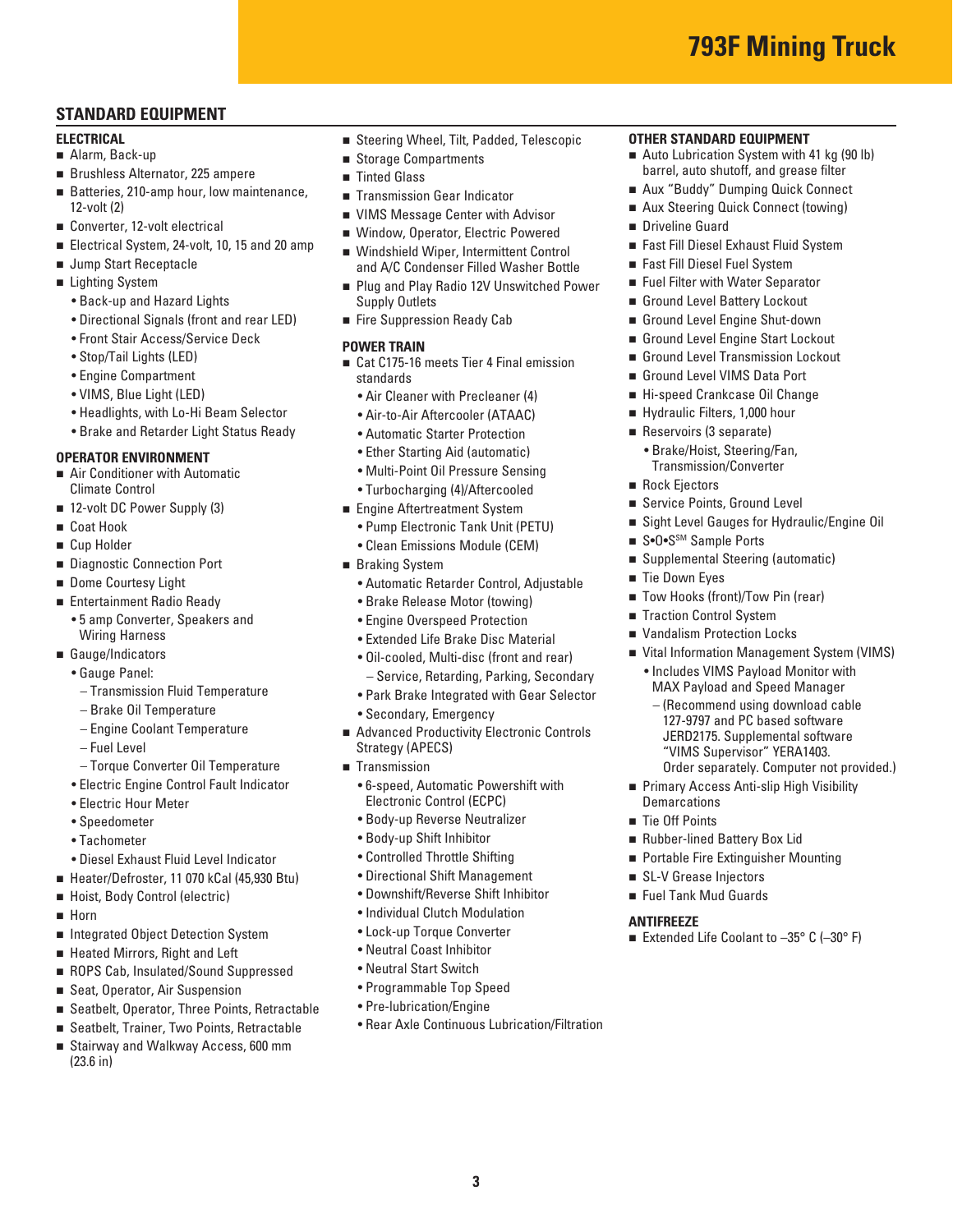## STANDARD EQUIPMENT

### ELECTRICAL
- Alarm, Back-up
- Brushless Alternator, 225 ampere
- Batteries, 210-amp hour, low maintenance, 12-volt (2)
- Converter, 12-volt electrical
- Electrical System, 24-volt, 10, 15 and 20 amp
- Jump Start Receptacle
- Lighting System
  - Back-up and Hazard Lights
  - Directional Signals (front and rear LED)
  - Front Stair Access/Service Deck
  - Stop/Tail Lights (LED)
  - Engine Compartment
  - VIMS, Blue Light (LED)
  - Headlights, with Lo-Hi Beam Selector
  - Brake and Retarder Light Status Ready

### OPERATOR ENVIRONMENT
- Air Conditioner with Automatic Climate Control
- 12-volt DC Power Supply (3)
- Coat Hook
- Cup Holder
- Diagnostic Connection Port
- Dome Courtesy Light
- Entertainment Radio Ready
  - 5 amp Converter, Speakers and Wiring Harness
- Gauge/Indicators
  - Gauge Panel:
    - Transmission Fluid Temperature
    - Brake Oil Temperature
    - Engine Coolant Temperature
    - Fuel Level
    - Torque Converter Oil Temperature
  - Electric Engine Control Fault Indicator
  - Electric Hour Meter
  - Speedometer
  - Tachometer
  - Diesel Exhaust Fluid Level Indicator
- Heater/Defroster, 11 070 kCal (45,930 Btu)
- Hoist, Body Control (electric)
- Horn
- Integrated Object Detection System
- Heated Mirrors, Right and Left
- ROPS Cab, Insulated/Sound Suppressed
- Seat, Operator, Air Suspension
- Seatbelt, Operator, Three Points, Retractable
- Seatbelt, Trainer, Two Points, Retractable
- Stairway and Walkway Access, 600 mm (23.6 in)
- Steering Wheel, Tilt, Padded, Telescopic
- Storage Compartments
- Tinted Glass
- Transmission Gear Indicator
- VIMS Message Center with Advisor
- Window, Operator, Electric Powered
- Windshield Wiper, Intermittent Control and A/C Condenser Filled Washer Bottle
- Plug and Play Radio 12V Unswitched Power Supply Outlets
- Fire Suppression Ready Cab

### POWER TRAIN
- Cat C175-16 meets Tier 4 Final emission standards
  - Air Cleaner with Precleaner (4)
  - Air-to-Air Aftercooler (ATAAC)
  - Automatic Starter Protection
  - Ether Starting Aid (automatic)
  - Multi-Point Oil Pressure Sensing
  - Turbocharging (4)/Aftercooled
- Engine Aftertreatment System
  - Pump Electronic Tank Unit (PETU)
  - Clean Emissions Module (CEM)
- Braking System
  - Automatic Retarder Control, Adjustable
  - Brake Release Motor (towing)
  - Engine Overspeed Protection
  - Extended Life Brake Disc Material
  - Oil-cooled, Multi-disc (front and rear)
    - Service, Retarding, Parking, Secondary
  - Park Brake Integrated with Gear Selector
  - Secondary, Emergency
- Advanced Productivity Electronic Controls Strategy (APECS)
- Transmission
  - 6-speed, Automatic Powershift with Electronic Control (ECPC)
  - Body-up Reverse Neutralizer
  - Body-up Shift Inhibitor
  - Controlled Throttle Shifting
  - Directional Shift Management
  - Downshift/Reverse Shift Inhibitor
  - Individual Clutch Modulation
  - Lock-up Torque Converter
  - Neutral Coast Inhibitor
  - Neutral Start Switch
  - Programmable Top Speed
  - Pre-lubrication/Engine
  - Rear Axle Continuous Lubrication/Filtration

### OTHER STANDARD EQUIPMENT
- Auto Lubrication System with 41 kg (90 lb) barrel, auto shutoff, and grease filter
- Aux "Buddy" Dumping Quick Connect
- Aux Steering Quick Connect (towing)
- Driveline Guard
- Fast Fill Diesel Exhaust Fluid System
- Fast Fill Diesel Fuel System
- Fuel Filter with Water Separator
- Ground Level Battery Lockout
- Ground Level Engine Shut-down
- Ground Level Engine Start Lockout
- Ground Level Transmission Lockout
- Ground Level VIMS Data Port
- Hi-speed Crankcase Oil Change
- Hydraulic Filters, 1,000 hour
- Reservoirs (3 separate)
  - Brake/Hoist, Steering/Fan, Transmission/Converter
- Rock Ejectors
- Service Points, Ground Level
- Sight Level Gauges for Hydraulic/Engine Oil
- S•O•S℠ Sample Ports
- Supplemental Steering (automatic)
- Tie Down Eyes
- Tow Hooks (front)/Tow Pin (rear)
- Traction Control System
- Vandalism Protection Locks
- Vital Information Management System (VIMS)
  - Includes VIMS Payload Monitor with MAX Payload and Speed Manager
    - (Recommend using download cable 127-9797 and PC based software JERD2175. Supplemental software "VIMS Supervisor" YERA1403. Order separately. Computer not provided.)
- Primary Access Anti-slip High Visibility Demarcations
- Tie Off Points
- Rubber-lined Battery Box Lid
- Portable Fire Extinguisher Mounting
- SL-V Grease Injectors
- Fuel Tank Mud Guards

### ANTIFREEZE
- Extended Life Coolant to –35° C (–30° F)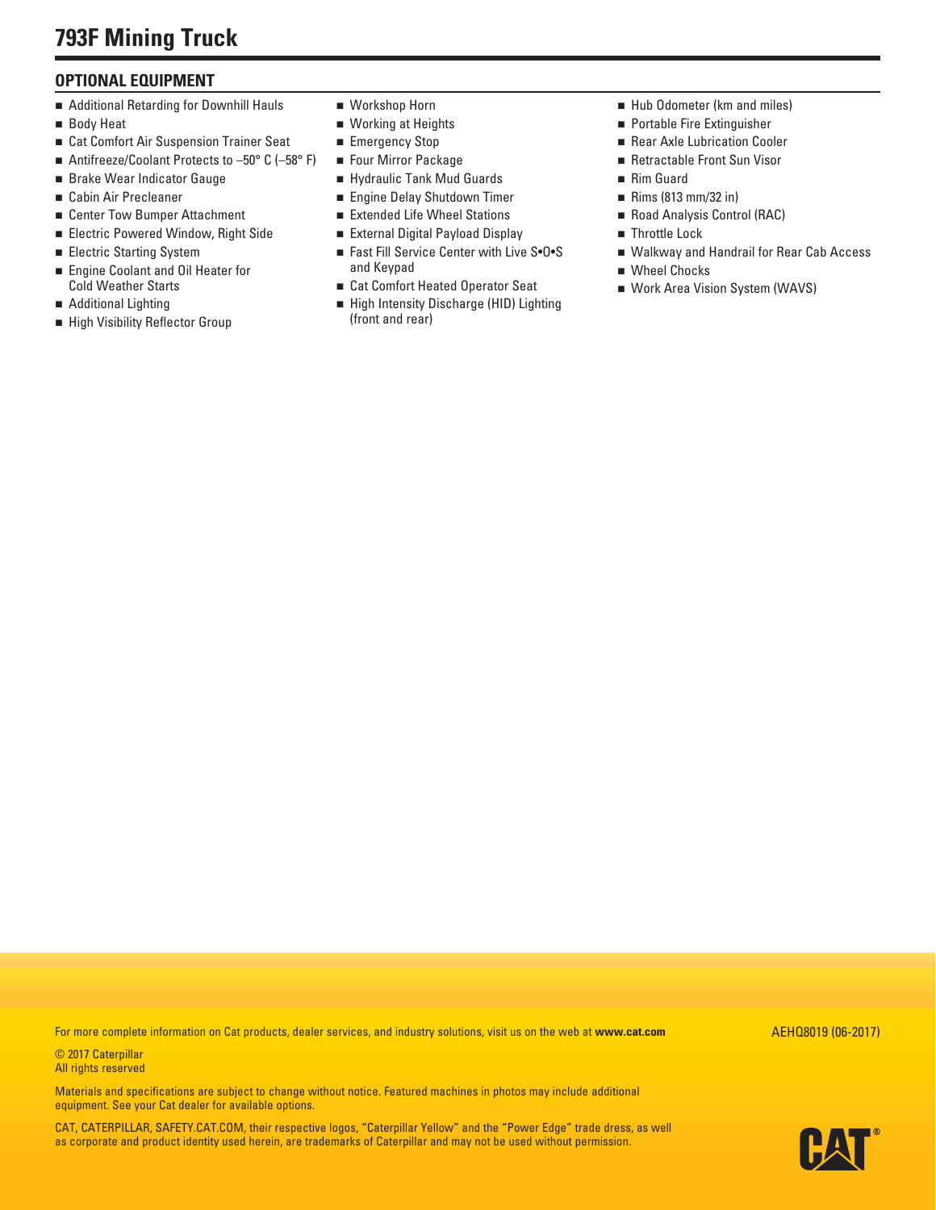# 793F Mining Truck

## OPTIONAL EQUIPMENT

- Additional Retarding for Downhill Hauls
- Body Heat
- Cat Comfort Air Suspension Trainer Seat
- Antifreeze/Coolant Protects to –50° C (–58° F)
- Brake Wear Indicator Gauge
- Cabin Air Precleaner
- Center Tow Bumper Attachment
- Electric Powered Window, Right Side
- Electric Starting System
- Engine Coolant and Oil Heater for Cold Weather Starts
- Additional Lighting
- High Visibility Reflector Group
- Workshop Horn
- Working at Heights
- Emergency Stop
- Four Mirror Package
- Hydraulic Tank Mud Guards
- Engine Delay Shutdown Timer
- Extended Life Wheel Stations
- External Digital Payload Display
- Fast Fill Service Center with Live S•O•S and Keypad
- Cat Comfort Heated Operator Seat
- High Intensity Discharge (HID) Lighting (front and rear)
- Hub Odometer (km and miles)
- Portable Fire Extinguisher
- Rear Axle Lubrication Cooler
- Retractable Front Sun Visor
- Rim Guard
- Rims (813 mm/32 in)
- Road Analysis Control (RAC)
- Throttle Lock
- Walkway and Handrail for Rear Cab Access
- Wheel Chocks
- Work Area Vision System (WAVS)

For more complete information on Cat products, dealer services, and industry solutions, visit us on the web at **www.cat.com**

AEHQ8019 (06-2017)

© 2017 Caterpillar
All rights reserved

Materials and specifications are subject to change without notice. Featured machines in photos may include additional equipment. See your Cat dealer for available options.

CAT, CATERPILLAR, SAFETY.CAT.COM, their respective logos, "Caterpillar Yellow" and the "Power Edge" trade dress, as well as corporate and product identity used herein, are trademarks of Caterpillar and may not be used without permission.